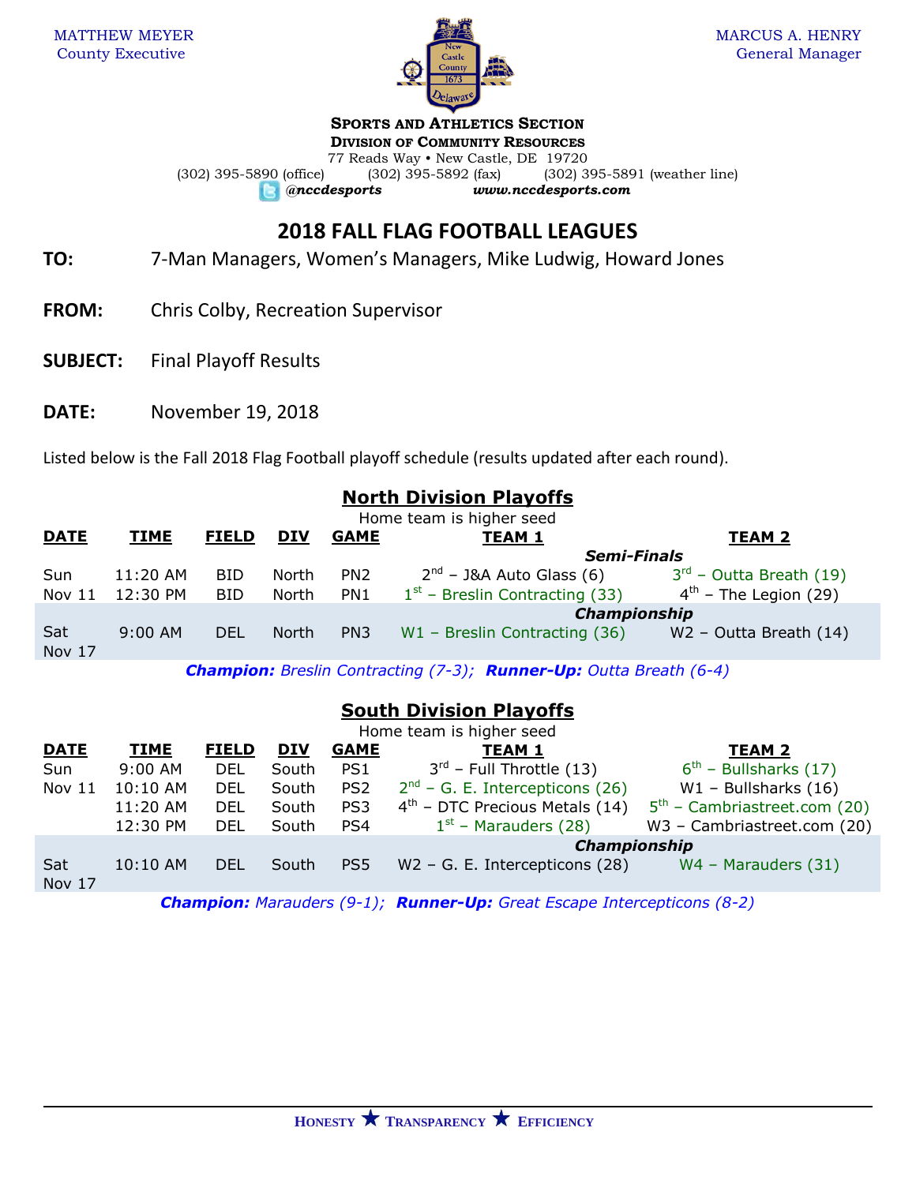MATTHEW MEYER
County Executive

MARCUS A. HENRY
General Manager

**SPORTS AND ATHLETICS SECTION**
**DIVISION OF COMMUNITY RESOURCES**
77 Reads Way • New Castle, DE 19720
(302) 395-5890 (office) (302) 395-5892 (fax) (302) 395-5891 (weather line)
***@nccdesports*** ***www.nccdesports.com***

# 2018 FALL FLAG FOOTBALL LEAGUES

**TO:** 7-Man Managers, Women's Managers, Mike Ludwig, Howard Jones

**FROM:** Chris Colby, Recreation Supervisor

**SUBJECT:** Final Playoff Results

**DATE:** November 19, 2018

Listed below is the Fall 2018 Flag Football playoff schedule (results updated after each round).

## North Division Playoffs

Home team is higher seed

| DATE | TIME | FIELD | DIV | GAME | TEAM 1 | TEAM 2 |
|---|---|---|---|---|---|---|
| | | | | | ***Semi-Finals*** | |
| Sun | 11:20 AM | BID | North | PN2 | 2nd – J&A Auto Glass (6) | 3rd – Outta Breath (19) |
| Nov 11 | 12:30 PM | BID | North | PN1 | 1st – Breslin Contracting (33) | 4th – The Legion (29) |
| | | | | | ***Championship*** | |
| Sat Nov 17 | 9:00 AM | DEL | North | PN3 | W1 – Breslin Contracting (36) | W2 – Outta Breath (14) |

***Champion:*** *Breslin Contracting (7-3);* ***Runner-Up:*** *Outta Breath (6-4)*

## South Division Playoffs

Home team is higher seed

| DATE | TIME | FIELD | DIV | GAME | TEAM 1 | TEAM 2 |
|---|---|---|---|---|---|---|
| Sun | 9:00 AM | DEL | South | PS1 | 3rd – Full Throttle (13) | 6th – Bullsharks (17) |
| Nov 11 | 10:10 AM | DEL | South | PS2 | 2nd – G. E. Intercepticons (26) | W1 – Bullsharks (16) |
| | 11:20 AM | DEL | South | PS3 | 4th – DTC Precious Metals (14) | 5th – Cambriastreet.com (20) |
| | 12:30 PM | DEL | South | PS4 | 1st – Marauders (28) | W3 – Cambriastreet.com (20) |
| | | | | | ***Championship*** | |
| Sat Nov 17 | 10:10 AM | DEL | South | PS5 | W2 – G. E. Intercepticons (28) | W4 – Marauders (31) |

***Champion:*** *Marauders (9-1);* ***Runner-Up:*** *Great Escape Intercepticons (8-2)*

**HONESTY ★ TRANSPARENCY ★ EFFICIENCY**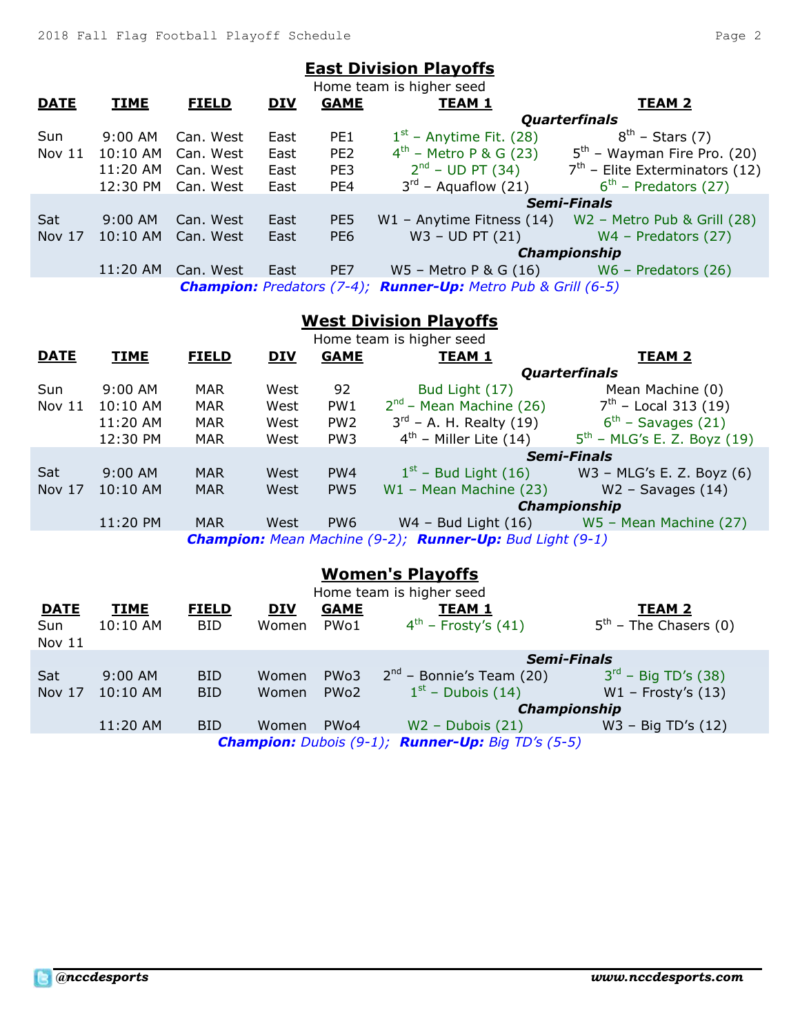## East Division Playoffs

Home team is higher seed

| DATE | TIME | FIELD | DIV | GAME | TEAM 1 | TEAM 2 |
|---|---|---|---|---|---|---|
| | | | | | | ***Quarterfinals*** |
| Sun | 9:00 AM | Can. West | East | PE1 | 1st – Anytime Fit. (28) | 8th – Stars (7) |
| Nov 11 | 10:10 AM | Can. West | East | PE2 | 4th – Metro P & G (23) | 5th – Wayman Fire Pro. (20) |
| | 11:20 AM | Can. West | East | PE3 | 2nd – UD PT (34) | 7th – Elite Exterminators (12) |
| | 12:30 PM | Can. West | East | PE4 | 3rd – Aquaflow (21) | 6th – Predators (27) |
| | | | | | | ***Semi-Finals*** |
| Sat | 9:00 AM | Can. West | East | PE5 | W1 – Anytime Fitness (14) | W2 – Metro Pub & Grill (28) |
| Nov 17 | 10:10 AM | Can. West | East | PE6 | W3 – UD PT (21) | W4 – Predators (27) |
| | | | | | | ***Championship*** |
| | 11:20 AM | Can. West | East | PE7 | W5 – Metro P & G (16) | W6 – Predators (26) |

***Champion:*** *Predators (7-4);* ***Runner-Up:*** *Metro Pub & Grill (6-5)*

## West Division Playoffs

Home team is higher seed

| DATE | TIME | FIELD | DIV | GAME | TEAM 1 | TEAM 2 |
|---|---|---|---|---|---|---|
| | | | | | | ***Quarterfinals*** |
| Sun | 9:00 AM | MAR | West | 92 | Bud Light (17) | Mean Machine (0) |
| Nov 11 | 10:10 AM | MAR | West | PW1 | 2nd – Mean Machine (26) | 7th – Local 313 (19) |
| | 11:20 AM | MAR | West | PW2 | 3rd – A. H. Realty (19) | 6th – Savages (21) |
| | 12:30 PM | MAR | West | PW3 | 4th – Miller Lite (14) | 5th – MLG's E. Z. Boyz (19) |
| | | | | | | ***Semi-Finals*** |
| Sat | 9:00 AM | MAR | West | PW4 | 1st – Bud Light (16) | W3 – MLG's E. Z. Boyz (6) |
| Nov 17 | 10:10 AM | MAR | West | PW5 | W1 – Mean Machine (23) | W2 – Savages (14) |
| | | | | | | ***Championship*** |
| | 11:20 PM | MAR | West | PW6 | W4 – Bud Light (16) | W5 – Mean Machine (27) |

***Champion:*** *Mean Machine (9-2);* ***Runner-Up:*** *Bud Light (9-1)*

## Women's Playoffs

Home team is higher seed

| DATE | TIME | FIELD | DIV | GAME | TEAM 1 | TEAM 2 |
|---|---|---|---|---|---|---|
| Sun Nov 11 | 10:10 AM | BID | Women | PWo1 | 4th – Frosty's (41) | 5th – The Chasers (0) |
| | | | | | | ***Semi-Finals*** |
| Sat | 9:00 AM | BID | Women | PWo3 | 2nd – Bonnie's Team (20) | 3rd – Big TD's (38) |
| Nov 17 | 10:10 AM | BID | Women | PWo2 | 1st – Dubois (14) | W1 – Frosty's (13) |
| | | | | | | ***Championship*** |
| | 11:20 AM | BID | Women | PWo4 | W2 – Dubois (21) | W3 – Big TD's (12) |

***Champion:*** *Dubois (9-1);* ***Runner-Up:*** *Big TD's (5-5)*